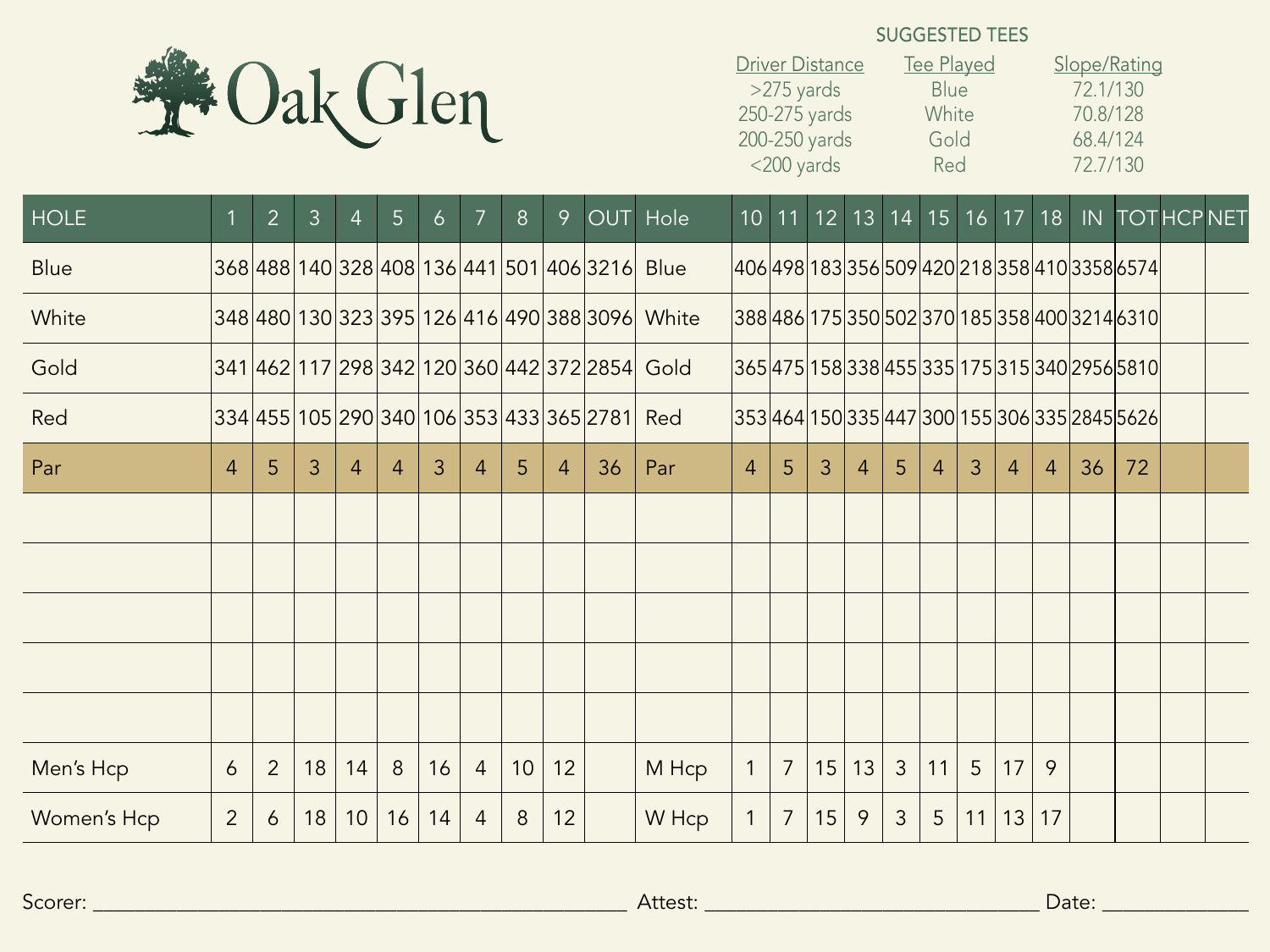# Oak Glen

## SUGGESTED TEES

| Driver Distance | Tee Played | Slope/Rating |
|---|---|---|
| >275 yards | Blue | 72.1/130 |
| 250-275 yards | White | 70.8/128 |
| 200-250 yards | Gold | 68.4/124 |
| <200 yards | Red | 72.7/130 |

| HOLE | 1 | 2 | 3 | 4 | 5 | 6 | 7 | 8 | 9 | OUT | Hole | 10 | 11 | 12 | 13 | 14 | 15 | 16 | 17 | 18 | IN | TOT | HCP | NET |
|---|---|---|---|---|---|---|---|---|---|---|---|---|---|---|---|---|---|---|---|---|---|---|---|---|
| Blue | 368 | 488 | 140 | 328 | 408 | 136 | 441 | 501 | 406 | 3216 | Blue | 406 | 498 | 183 | 356 | 509 | 420 | 218 | 358 | 410 | 3358 | 6574 | | |
| White | 348 | 480 | 130 | 323 | 395 | 126 | 416 | 490 | 388 | 3096 | White | 388 | 486 | 175 | 350 | 502 | 370 | 185 | 358 | 400 | 3214 | 6310 | | |
| Gold | 341 | 462 | 117 | 298 | 342 | 120 | 360 | 442 | 372 | 2854 | Gold | 365 | 475 | 158 | 338 | 455 | 335 | 175 | 315 | 340 | 2956 | 5810 | | |
| Red | 334 | 455 | 105 | 290 | 340 | 106 | 353 | 433 | 365 | 2781 | Red | 353 | 464 | 150 | 335 | 447 | 300 | 155 | 306 | 335 | 2845 | 5626 | | |
| Par | 4 | 5 | 3 | 4 | 4 | 3 | 4 | 5 | 4 | 36 | Par | 4 | 5 | 3 | 4 | 5 | 4 | 3 | 4 | 4 | 36 | 72 | | |
| | | | | | | | | | | | | | | | | | | | | | | | | |
| | | | | | | | | | | | | | | | | | | | | | | | | |
| | | | | | | | | | | | | | | | | | | | | | | | | |
| | | | | | | | | | | | | | | | | | | | | | | | | |
| | | | | | | | | | | | | | | | | | | | | | | | | |
| Men's Hcp | 6 | 2 | 18 | 14 | 8 | 16 | 4 | 10 | 12 | | M Hcp | 1 | 7 | 15 | 13 | 3 | 11 | 5 | 17 | 9 | | | | |
| Women's Hcp | 2 | 6 | 18 | 10 | 16 | 14 | 4 | 8 | 12 | | W Hcp | 1 | 7 | 15 | 9 | 3 | 5 | 11 | 13 | 17 | | | | |

Scorer: ______________________________ Attest: ______________________________ Date: ______________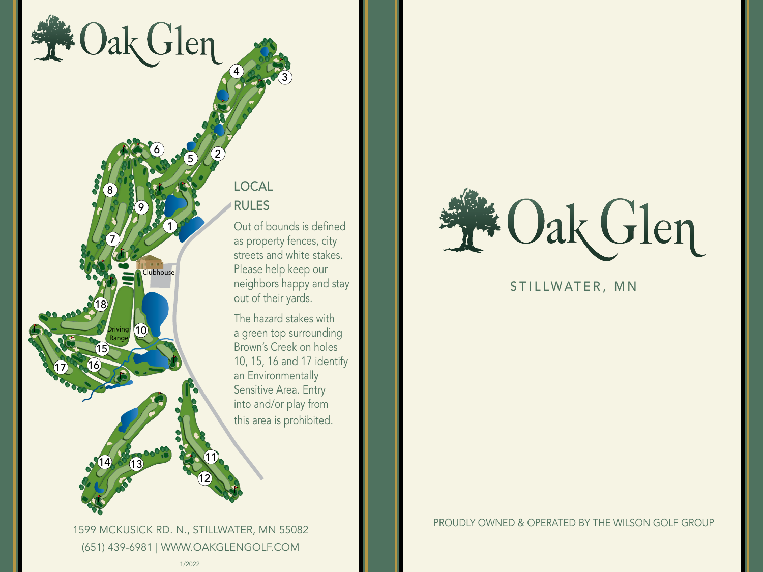# Oak Glen

## LOCAL RULES

Out of bounds is defined as property fences, city streets and white stakes. Please help keep our neighbors happy and stay out of their yards.

The hazard stakes with a green top surrounding Brown's Creek on holes 10, 15, 16 and 17 identify an Environmentally Sensitive Area. Entry into and/or play from this area is prohibited.

1599 MCKUSICK RD. N., STILLWATER, MN 55082
(651) 439-6981 | WWW.OAKGLENGOLF.COM

1/2022

# Oak Glen

STILLWATER, MN

PROUDLY OWNED & OPERATED BY THE WILSON GOLF GROUP